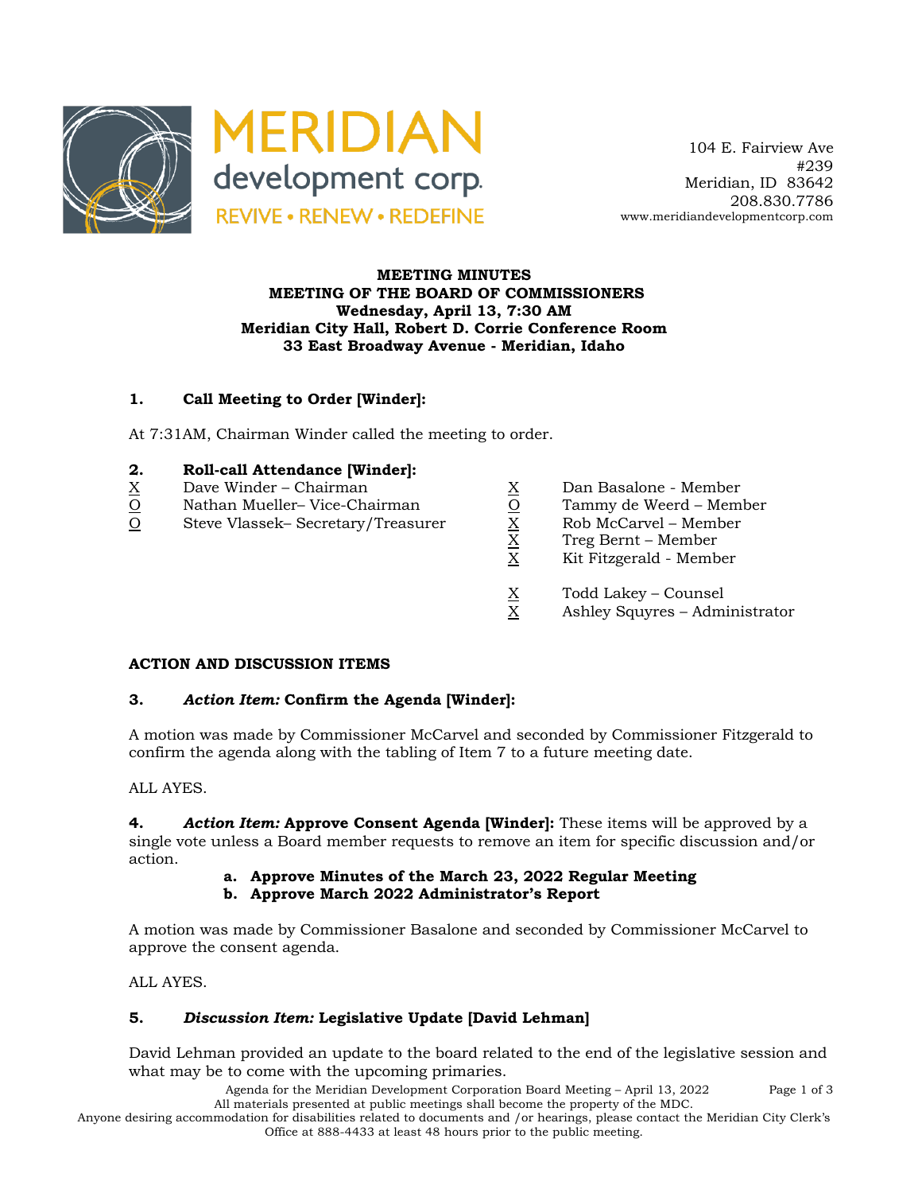MERIDIAN development corp.
REVIVE • RENEW • REDEFINE

104 E. Fairview Ave
#239
Meridian, ID 83642
208.830.7786
www.meridiandevelopmentcorp.com

**MEETING MINUTES**
**MEETING OF THE BOARD OF COMMISSIONERS**
**Wednesday, April 13, 7:30 AM**
**Meridian City Hall, Robert D. Corrie Conference Room**
**33 East Broadway Avenue - Meridian, Idaho**

## 1. Call Meeting to Order [Winder]:

At 7:31AM, Chairman Winder called the meeting to order.

## 2. Roll-call Attendance [Winder]:

- X Dave Winder – Chairman
- O Nathan Mueller– Vice-Chairman
- O Steve Vlassek– Secretary/Treasurer
- X Dan Basalone - Member
- O Tammy de Weerd – Member
- X Rob McCarvel – Member
- X Treg Bernt – Member
- X Kit Fitzgerald - Member
- X Todd Lakey – Counsel
- X Ashley Squyres – Administrator

## ACTION AND DISCUSSION ITEMS

## 3. *Action Item:* Confirm the Agenda [Winder]:

A motion was made by Commissioner McCarvel and seconded by Commissioner Fitzgerald to confirm the agenda along with the tabling of Item 7 to a future meeting date.

ALL AYES.

**4. *Action Item:* Approve Consent Agenda [Winder]:** These items will be approved by a single vote unless a Board member requests to remove an item for specific discussion and/or action.

a. **Approve Minutes of the March 23, 2022 Regular Meeting**
b. **Approve March 2022 Administrator's Report**

A motion was made by Commissioner Basalone and seconded by Commissioner McCarvel to approve the consent agenda.

ALL AYES.

## 5. *Discussion Item:* Legislative Update [David Lehman]

David Lehman provided an update to the board related to the end of the legislative session and what may be to come with the upcoming primaries.

All materials presented at public meetings shall become the property of the MDC.
Anyone desiring accommodation for disabilities related to documents and /or hearings, please contact the Meridian City Clerk's Office at 888-4433 at least 48 hours prior to the public meeting.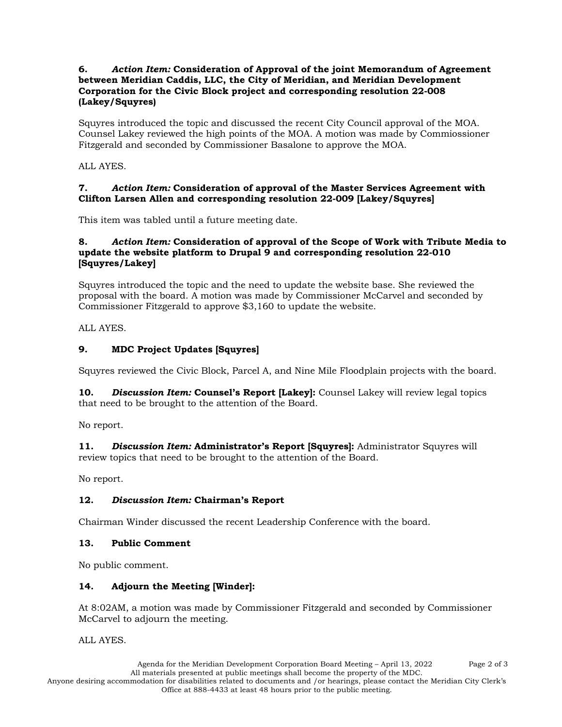**6.** ***Action Item:*** **Consideration of Approval of the joint Memorandum of Agreement between Meridian Caddis, LLC, the City of Meridian, and Meridian Development Corporation for the Civic Block project and corresponding resolution 22-008 (Lakey/Squyres)**

Squyres introduced the topic and discussed the recent City Council approval of the MOA. Counsel Lakey reviewed the high points of the MOA. A motion was made by Commiossioner Fitzgerald and seconded by Commissioner Basalone to approve the MOA.

ALL AYES.

**7.** ***Action Item:*** **Consideration of approval of the Master Services Agreement with Clifton Larsen Allen and corresponding resolution 22-009 [Lakey/Squyres]**

This item was tabled until a future meeting date.

**8.** ***Action Item:*** **Consideration of approval of the Scope of Work with Tribute Media to update the website platform to Drupal 9 and corresponding resolution 22-010 [Squyres/Lakey]**

Squyres introduced the topic and the need to update the website base. She reviewed the proposal with the board. A motion was made by Commissioner McCarvel and seconded by Commissioner Fitzgerald to approve $3,160 to update the website.

ALL AYES.

**9. MDC Project Updates [Squyres]**

Squyres reviewed the Civic Block, Parcel A, and Nine Mile Floodplain projects with the board.

**10.** ***Discussion Item:*** **Counsel's Report [Lakey]:** Counsel Lakey will review legal topics that need to be brought to the attention of the Board.

No report.

**11.** ***Discussion Item:*** **Administrator's Report [Squyres]:** Administrator Squyres will review topics that need to be brought to the attention of the Board.

No report.

**12.** ***Discussion Item:*** **Chairman's Report**

Chairman Winder discussed the recent Leadership Conference with the board.

**13. Public Comment**

No public comment.

**14. Adjourn the Meeting [Winder]:**

At 8:02AM, a motion was made by Commissioner Fitzgerald and seconded by Commissioner McCarvel to adjourn the meeting.

ALL AYES.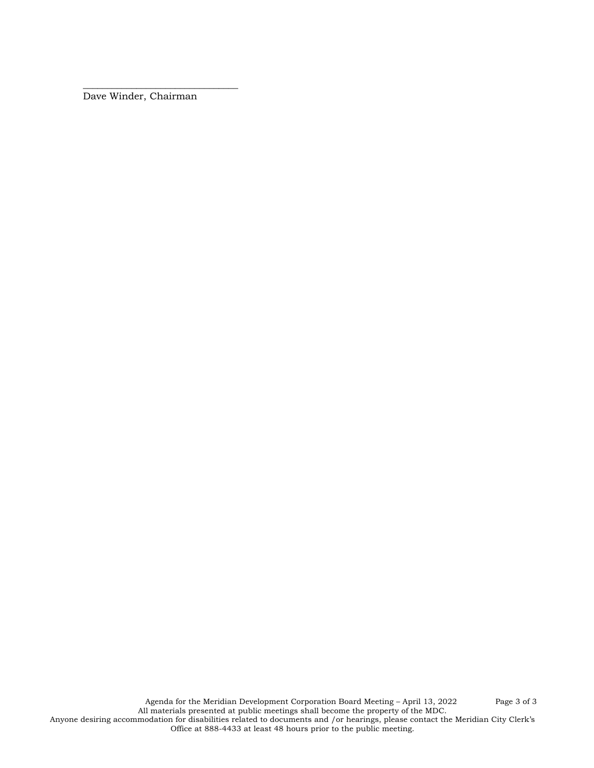_______________________________

Dave Winder, Chairman